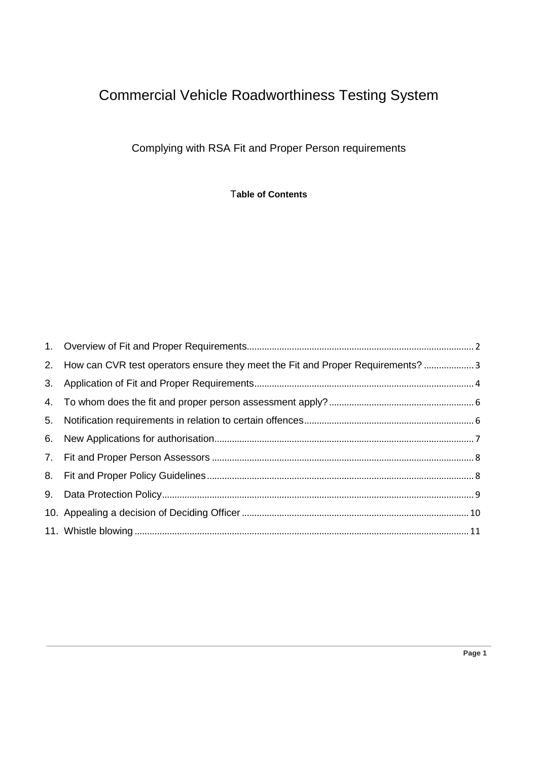# Commercial Vehicle Roadworthiness Testing System

## Complying with RSA Fit and Proper Person requirements

**Table of Contents**

1. Overview of Fit and Proper Requirements .......... 2
2. How can CVR test operators ensure they meet the Fit and Proper Requirements? .......... 3
3. Application of Fit and Proper Requirements .......... 4
4. To whom does the fit and proper person assessment apply? .......... 6
5. Notification requirements in relation to certain offences .......... 6
6. New Applications for authorisation .......... 7
7. Fit and Proper Person Assessors .......... 8
8. Fit and Proper Policy Guidelines .......... 8
9. Data Protection Policy .......... 9
10. Appealing a decision of Deciding Officer .......... 10
11. Whistle blowing .......... 11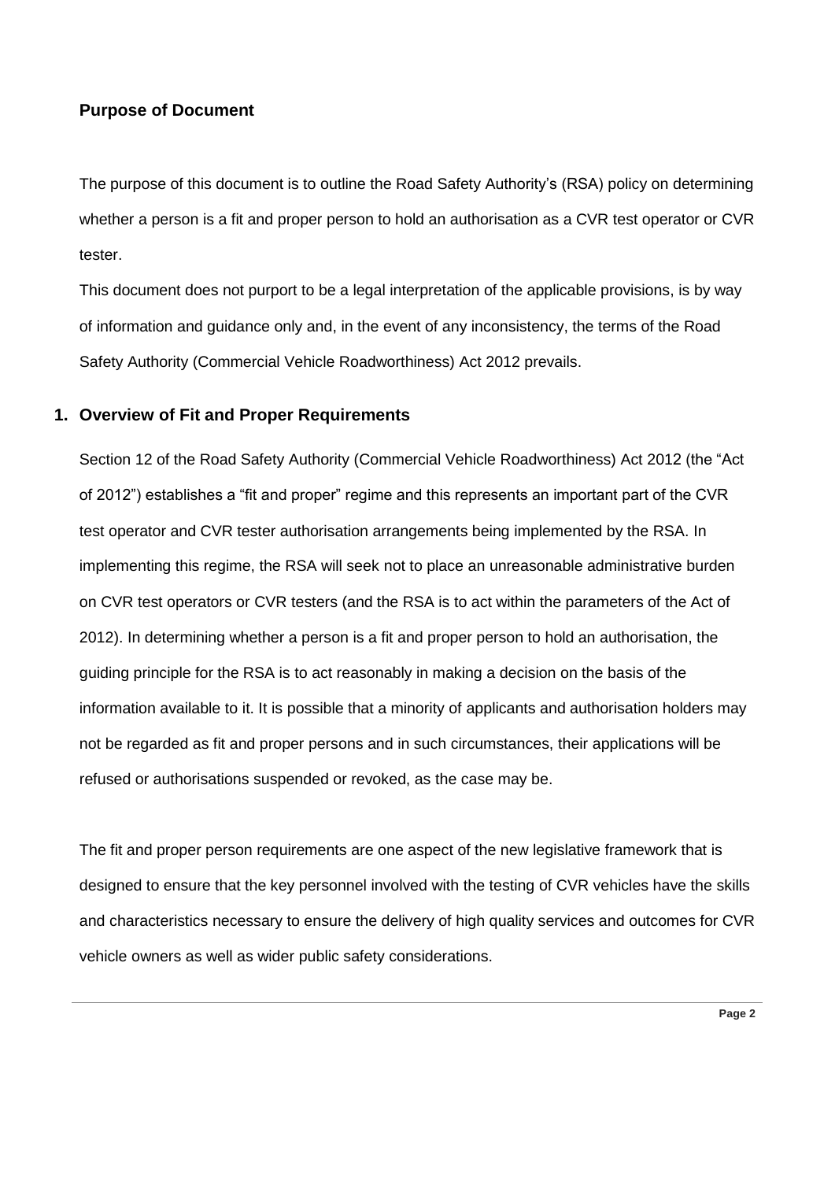## Purpose of Document

The purpose of this document is to outline the Road Safety Authority's (RSA) policy on determining whether a person is a fit and proper person to hold an authorisation as a CVR test operator or CVR tester.

This document does not purport to be a legal interpretation of the applicable provisions, is by way of information and guidance only and, in the event of any inconsistency, the terms of the Road Safety Authority (Commercial Vehicle Roadworthiness) Act 2012 prevails.

## 1. Overview of Fit and Proper Requirements

Section 12 of the Road Safety Authority (Commercial Vehicle Roadworthiness) Act 2012 (the "Act of 2012") establishes a "fit and proper" regime and this represents an important part of the CVR test operator and CVR tester authorisation arrangements being implemented by the RSA. In implementing this regime, the RSA will seek not to place an unreasonable administrative burden on CVR test operators or CVR testers (and the RSA is to act within the parameters of the Act of 2012). In determining whether a person is a fit and proper person to hold an authorisation, the guiding principle for the RSA is to act reasonably in making a decision on the basis of the information available to it. It is possible that a minority of applicants and authorisation holders may not be regarded as fit and proper persons and in such circumstances, their applications will be refused or authorisations suspended or revoked, as the case may be.

The fit and proper person requirements are one aspect of the new legislative framework that is designed to ensure that the key personnel involved with the testing of CVR vehicles have the skills and characteristics necessary to ensure the delivery of high quality services and outcomes for CVR vehicle owners as well as wider public safety considerations.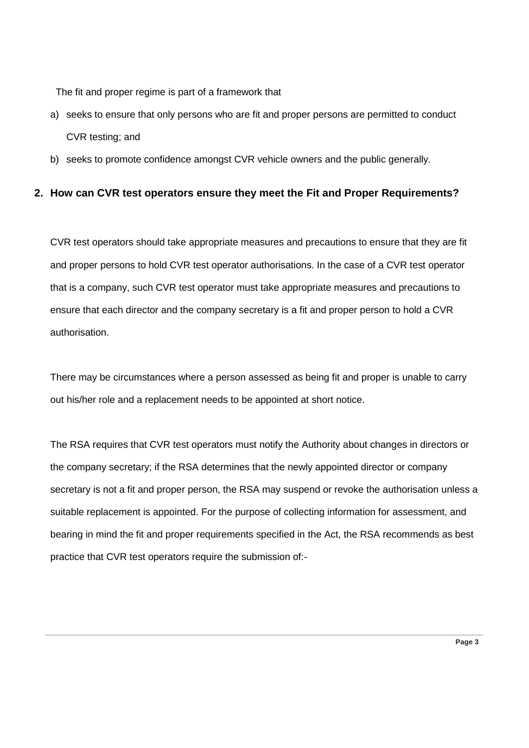The fit and proper regime is part of a framework that

a) seeks to ensure that only persons who are fit and proper persons are permitted to conduct CVR testing; and
b) seeks to promote confidence amongst CVR vehicle owners and the public generally.

## 2. How can CVR test operators ensure they meet the Fit and Proper Requirements?

CVR test operators should take appropriate measures and precautions to ensure that they are fit and proper persons to hold CVR test operator authorisations. In the case of a CVR test operator that is a company, such CVR test operator must take appropriate measures and precautions to ensure that each director and the company secretary is a fit and proper person to hold a CVR authorisation.

There may be circumstances where a person assessed as being fit and proper is unable to carry out his/her role and a replacement needs to be appointed at short notice.

The RSA requires that CVR test operators must notify the Authority about changes in directors or the company secretary; if the RSA determines that the newly appointed director or company secretary is not a fit and proper person, the RSA may suspend or revoke the authorisation unless a suitable replacement is appointed. For the purpose of collecting information for assessment, and bearing in mind the fit and proper requirements specified in the Act, the RSA recommends as best practice that CVR test operators require the submission of:-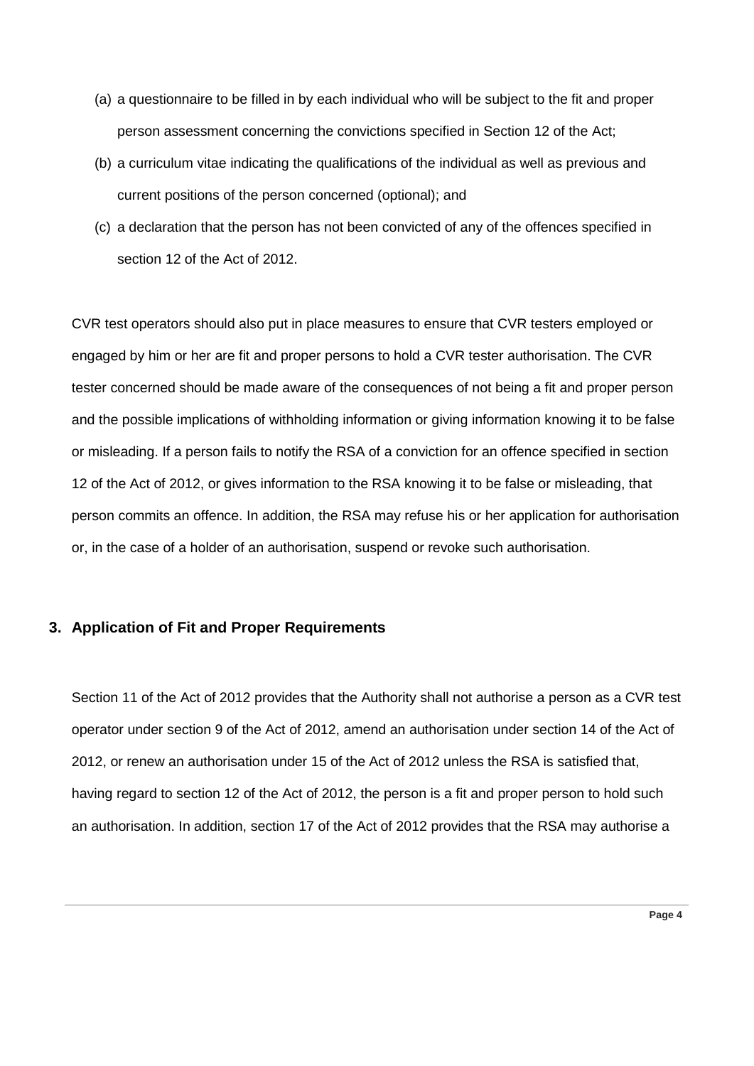(a) a questionnaire to be filled in by each individual who will be subject to the fit and proper person assessment concerning the convictions specified in Section 12 of the Act;

(b) a curriculum vitae indicating the qualifications of the individual as well as previous and current positions of the person concerned (optional); and

(c) a declaration that the person has not been convicted of any of the offences specified in section 12 of the Act of 2012.

CVR test operators should also put in place measures to ensure that CVR testers employed or engaged by him or her are fit and proper persons to hold a CVR tester authorisation. The CVR tester concerned should be made aware of the consequences of not being a fit and proper person and the possible implications of withholding information or giving information knowing it to be false or misleading. If a person fails to notify the RSA of a conviction for an offence specified in section 12 of the Act of 2012, or gives information to the RSA knowing it to be false or misleading, that person commits an offence. In addition, the RSA may refuse his or her application for authorisation or, in the case of a holder of an authorisation, suspend or revoke such authorisation.

## 3. Application of Fit and Proper Requirements

Section 11 of the Act of 2012 provides that the Authority shall not authorise a person as a CVR test operator under section 9 of the Act of 2012, amend an authorisation under section 14 of the Act of 2012, or renew an authorisation under 15 of the Act of 2012 unless the RSA is satisfied that, having regard to section 12 of the Act of 2012, the person is a fit and proper person to hold such an authorisation. In addition, section 17 of the Act of 2012 provides that the RSA may authorise a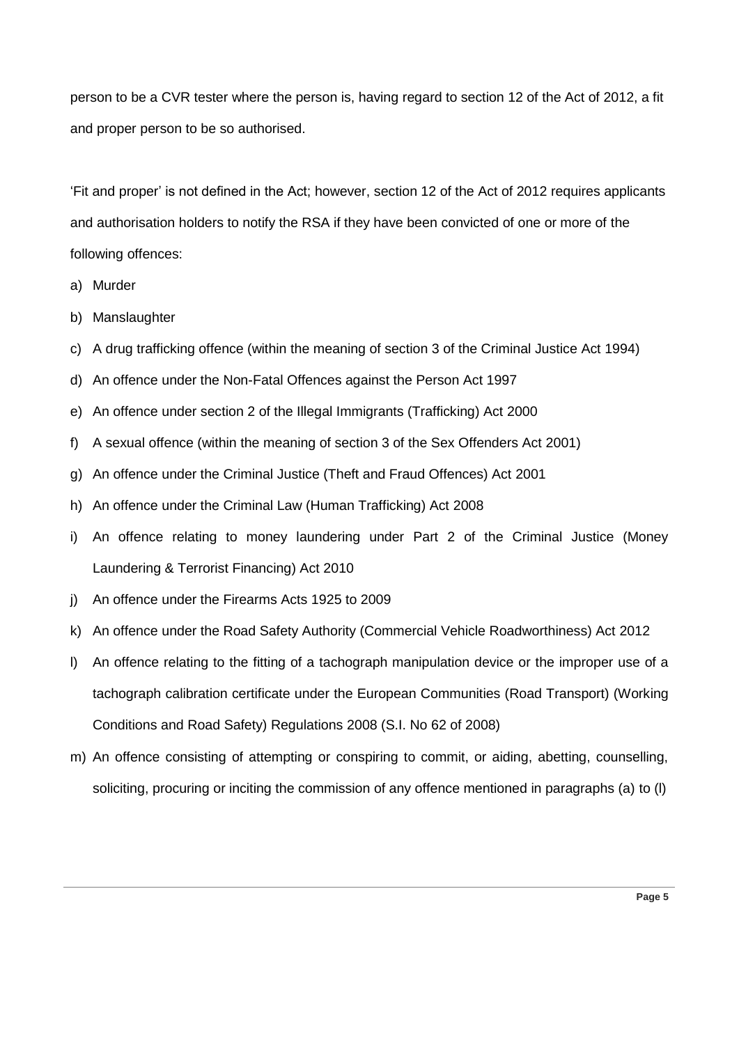person to be a CVR tester where the person is, having regard to section 12 of the Act of 2012, a fit and proper person to be so authorised.

'Fit and proper' is not defined in the Act; however, section 12 of the Act of 2012 requires applicants and authorisation holders to notify the RSA if they have been convicted of one or more of the following offences:

a) Murder
b) Manslaughter
c) A drug trafficking offence (within the meaning of section 3 of the Criminal Justice Act 1994)
d) An offence under the Non-Fatal Offences against the Person Act 1997
e) An offence under section 2 of the Illegal Immigrants (Trafficking) Act 2000
f) A sexual offence (within the meaning of section 3 of the Sex Offenders Act 2001)
g) An offence under the Criminal Justice (Theft and Fraud Offences) Act 2001
h) An offence under the Criminal Law (Human Trafficking) Act 2008
i) An offence relating to money laundering under Part 2 of the Criminal Justice (Money Laundering & Terrorist Financing) Act 2010
j) An offence under the Firearms Acts 1925 to 2009
k) An offence under the Road Safety Authority (Commercial Vehicle Roadworthiness) Act 2012
l) An offence relating to the fitting of a tachograph manipulation device or the improper use of a tachograph calibration certificate under the European Communities (Road Transport) (Working Conditions and Road Safety) Regulations 2008 (S.I. No 62 of 2008)
m) An offence consisting of attempting or conspiring to commit, or aiding, abetting, counselling, soliciting, procuring or inciting the commission of any offence mentioned in paragraphs (a) to (l)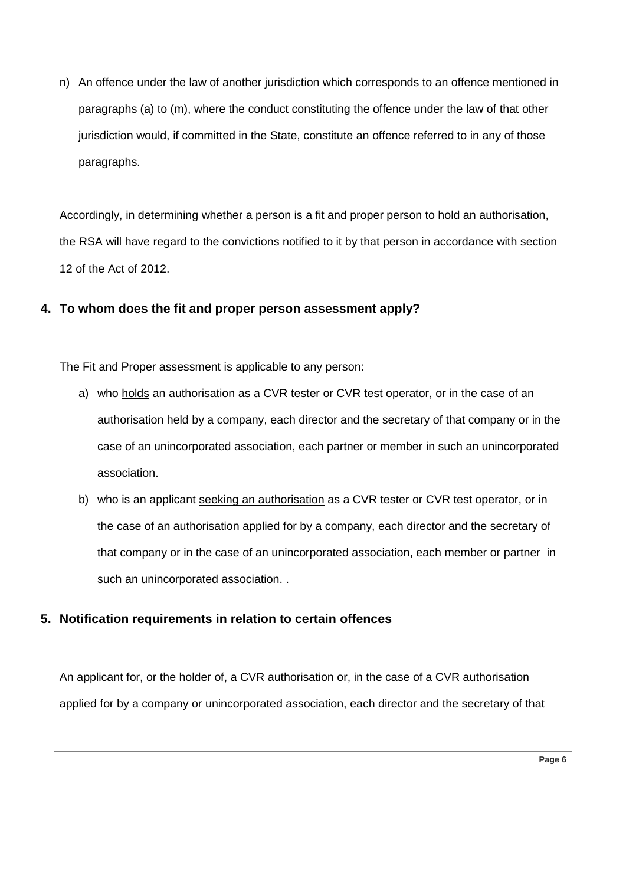n) An offence under the law of another jurisdiction which corresponds to an offence mentioned in paragraphs (a) to (m), where the conduct constituting the offence under the law of that other jurisdiction would, if committed in the State, constitute an offence referred to in any of those paragraphs.

Accordingly, in determining whether a person is a fit and proper person to hold an authorisation, the RSA will have regard to the convictions notified to it by that person in accordance with section 12 of the Act of 2012.

## 4. To whom does the fit and proper person assessment apply?

The Fit and Proper assessment is applicable to any person:

a) who <u>holds</u> an authorisation as a CVR tester or CVR test operator, or in the case of an authorisation held by a company, each director and the secretary of that company or in the case of an unincorporated association, each partner or member in such an unincorporated association.

b) who is an applicant <u>seeking an authorisation</u> as a CVR tester or CVR test operator, or in the case of an authorisation applied for by a company, each director and the secretary of that company or in the case of an unincorporated association, each member or partner in such an unincorporated association. .

## 5. Notification requirements in relation to certain offences

An applicant for, or the holder of, a CVR authorisation or, in the case of a CVR authorisation applied for by a company or unincorporated association, each director and the secretary of that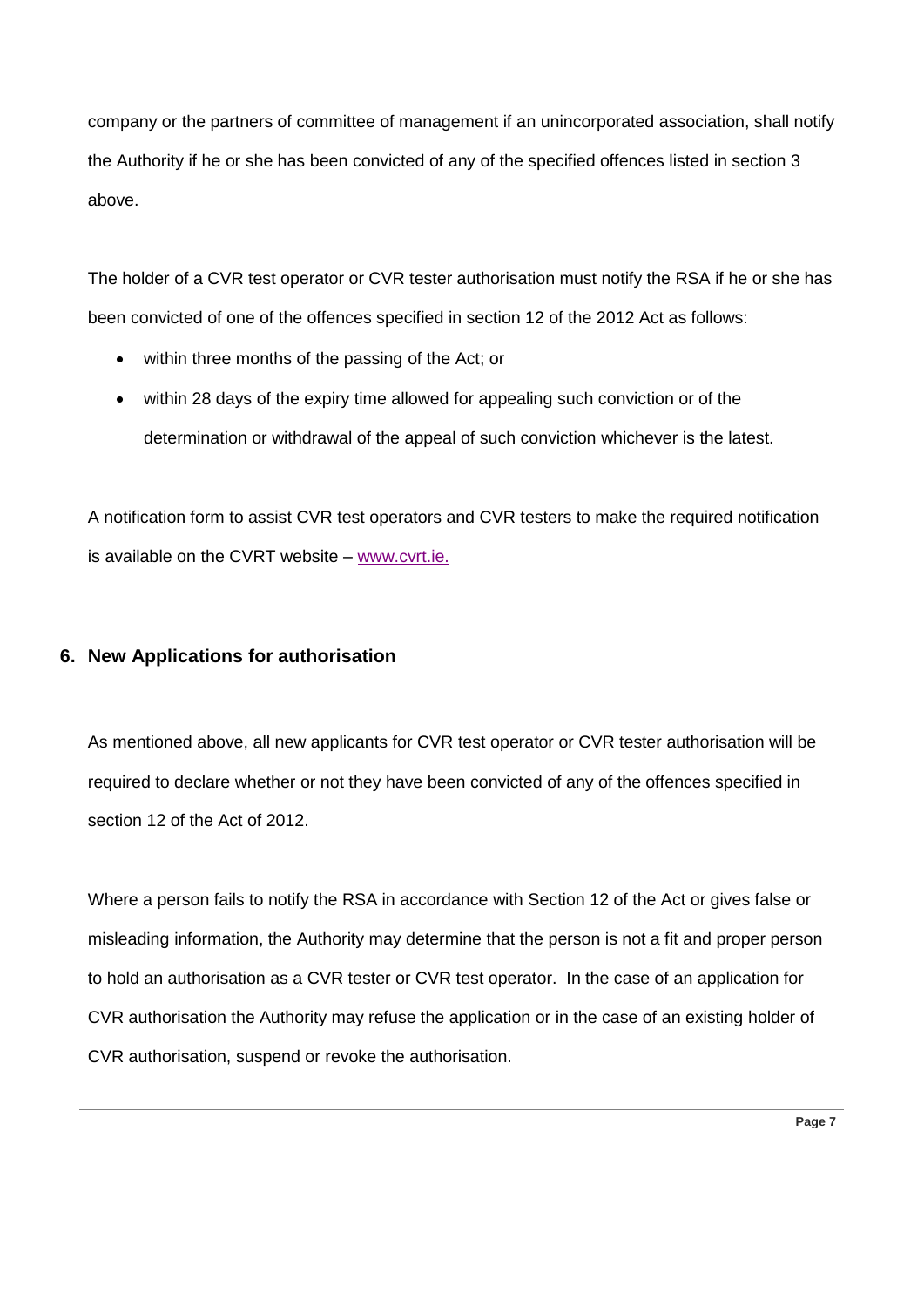company or the partners of committee of management if an unincorporated association, shall notify the Authority if he or she has been convicted of any of the specified offences listed in section 3 above.

The holder of a CVR test operator or CVR tester authorisation must notify the RSA if he or she has been convicted of one of the offences specified in section 12 of the 2012 Act as follows:

- within three months of the passing of the Act; or
- within 28 days of the expiry time allowed for appealing such conviction or of the determination or withdrawal of the appeal of such conviction whichever is the latest.

A notification form to assist CVR test operators and CVR testers to make the required notification is available on the CVRT website – www.cvrt.ie.

## 6. New Applications for authorisation

As mentioned above, all new applicants for CVR test operator or CVR tester authorisation will be required to declare whether or not they have been convicted of any of the offences specified in section 12 of the Act of 2012.

Where a person fails to notify the RSA in accordance with Section 12 of the Act or gives false or misleading information, the Authority may determine that the person is not a fit and proper person to hold an authorisation as a CVR tester or CVR test operator. In the case of an application for CVR authorisation the Authority may refuse the application or in the case of an existing holder of CVR authorisation, suspend or revoke the authorisation.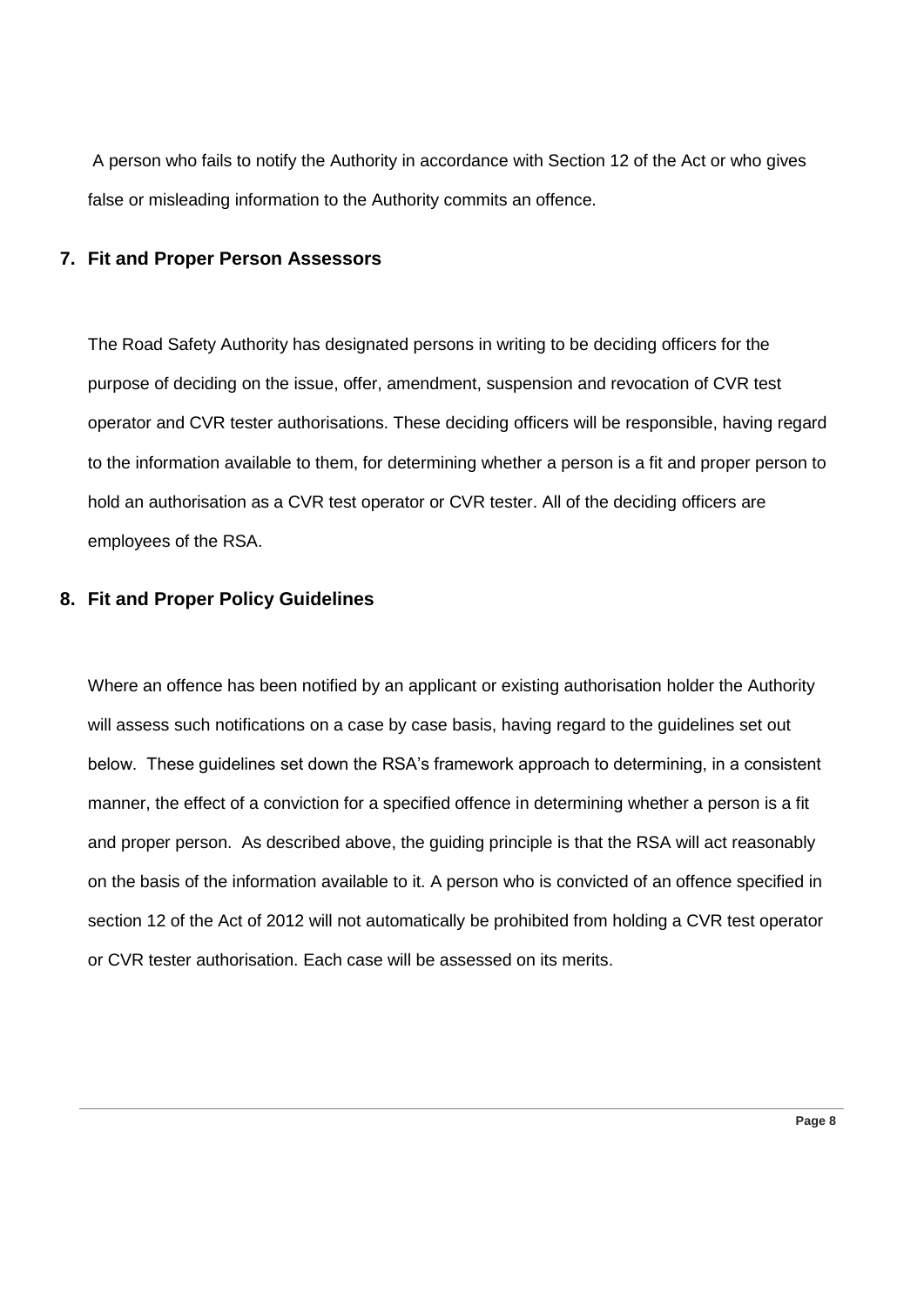A person who fails to notify the Authority in accordance with Section 12 of the Act or who gives false or misleading information to the Authority commits an offence.

## 7. Fit and Proper Person Assessors

The Road Safety Authority has designated persons in writing to be deciding officers for the purpose of deciding on the issue, offer, amendment, suspension and revocation of CVR test operator and CVR tester authorisations. These deciding officers will be responsible, having regard to the information available to them, for determining whether a person is a fit and proper person to hold an authorisation as a CVR test operator or CVR tester. All of the deciding officers are employees of the RSA.

## 8. Fit and Proper Policy Guidelines

Where an offence has been notified by an applicant or existing authorisation holder the Authority will assess such notifications on a case by case basis, having regard to the guidelines set out below. These guidelines set down the RSA's framework approach to determining, in a consistent manner, the effect of a conviction for a specified offence in determining whether a person is a fit and proper person. As described above, the guiding principle is that the RSA will act reasonably on the basis of the information available to it. A person who is convicted of an offence specified in section 12 of the Act of 2012 will not automatically be prohibited from holding a CVR test operator or CVR tester authorisation. Each case will be assessed on its merits.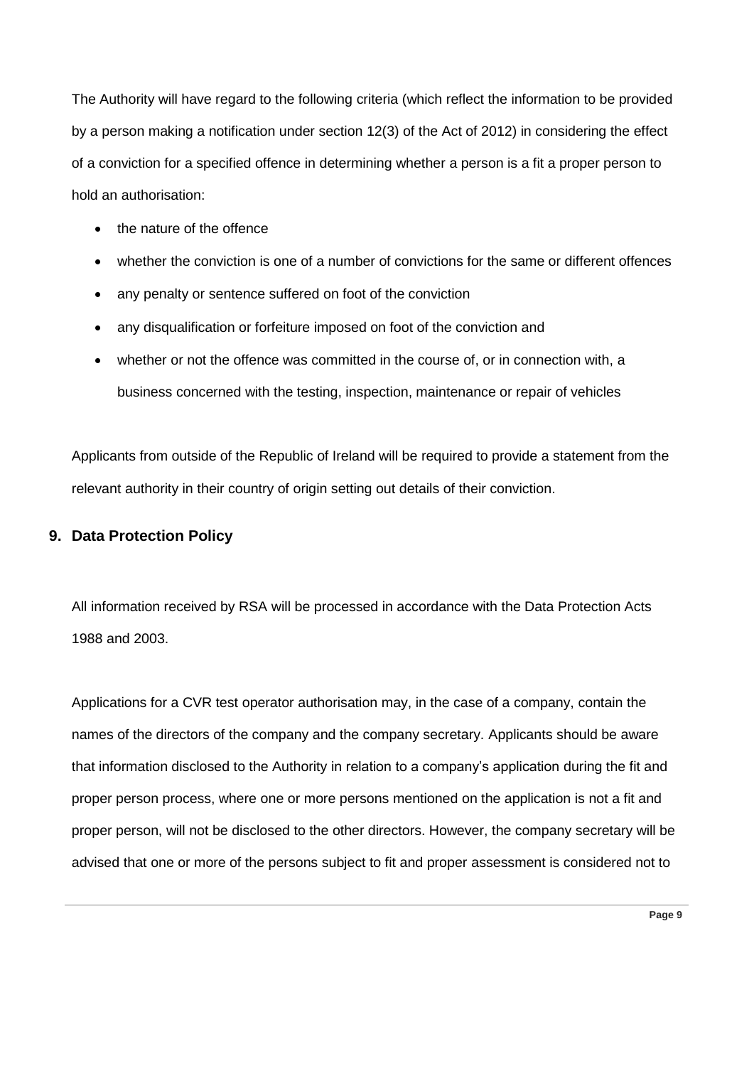The Authority will have regard to the following criteria (which reflect the information to be provided by a person making a notification under section 12(3) of the Act of 2012) in considering the effect of a conviction for a specified offence in determining whether a person is a fit a proper person to hold an authorisation:

- the nature of the offence
- whether the conviction is one of a number of convictions for the same or different offences
- any penalty or sentence suffered on foot of the conviction
- any disqualification or forfeiture imposed on foot of the conviction and
- whether or not the offence was committed in the course of, or in connection with, a business concerned with the testing, inspection, maintenance or repair of vehicles

Applicants from outside of the Republic of Ireland will be required to provide a statement from the relevant authority in their country of origin setting out details of their conviction.

## 9. Data Protection Policy

All information received by RSA will be processed in accordance with the Data Protection Acts 1988 and 2003.

Applications for a CVR test operator authorisation may, in the case of a company, contain the names of the directors of the company and the company secretary. Applicants should be aware that information disclosed to the Authority in relation to a company's application during the fit and proper person process, where one or more persons mentioned on the application is not a fit and proper person, will not be disclosed to the other directors. However, the company secretary will be advised that one or more of the persons subject to fit and proper assessment is considered not to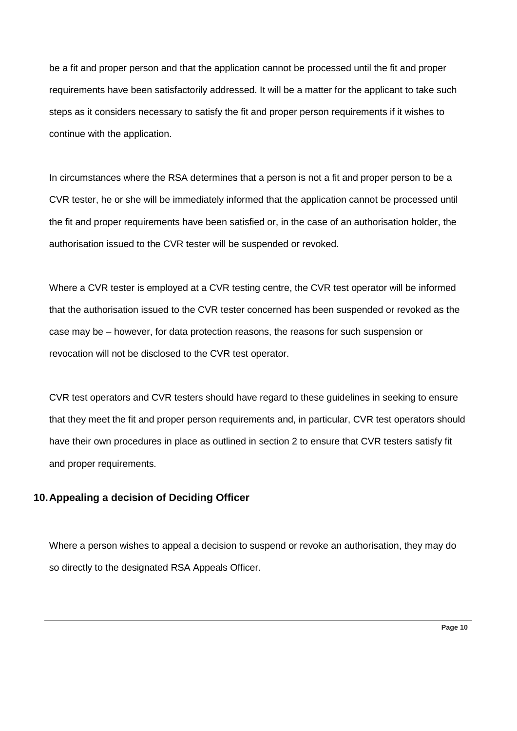be a fit and proper person and that the application cannot be processed until the fit and proper requirements have been satisfactorily addressed. It will be a matter for the applicant to take such steps as it considers necessary to satisfy the fit and proper person requirements if it wishes to continue with the application.

In circumstances where the RSA determines that a person is not a fit and proper person to be a CVR tester, he or she will be immediately informed that the application cannot be processed until the fit and proper requirements have been satisfied or, in the case of an authorisation holder, the authorisation issued to the CVR tester will be suspended or revoked.

Where a CVR tester is employed at a CVR testing centre, the CVR test operator will be informed that the authorisation issued to the CVR tester concerned has been suspended or revoked as the case may be – however, for data protection reasons, the reasons for such suspension or revocation will not be disclosed to the CVR test operator.

CVR test operators and CVR testers should have regard to these guidelines in seeking to ensure that they meet the fit and proper person requirements and, in particular, CVR test operators should have their own procedures in place as outlined in section 2 to ensure that CVR testers satisfy fit and proper requirements.

## 10. Appealing a decision of Deciding Officer

Where a person wishes to appeal a decision to suspend or revoke an authorisation, they may do so directly to the designated RSA Appeals Officer.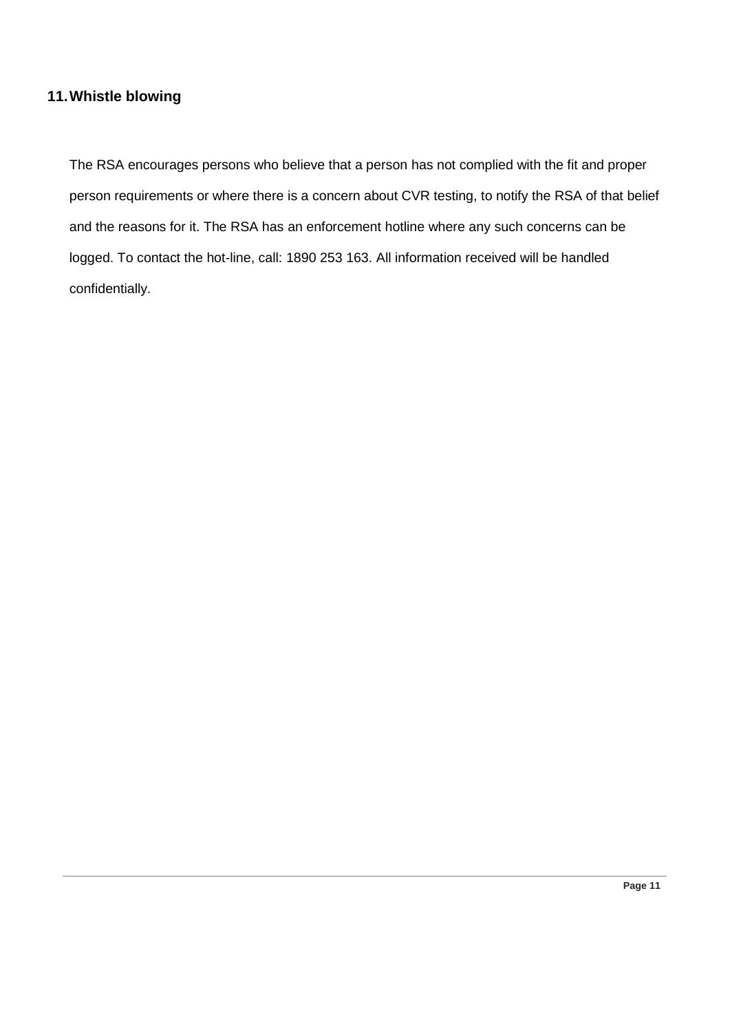## 11. Whistle blowing

The RSA encourages persons who believe that a person has not complied with the fit and proper person requirements or where there is a concern about CVR testing, to notify the RSA of that belief and the reasons for it. The RSA has an enforcement hotline where any such concerns can be logged. To contact the hot-line, call: 1890 253 163. All information received will be handled confidentially.